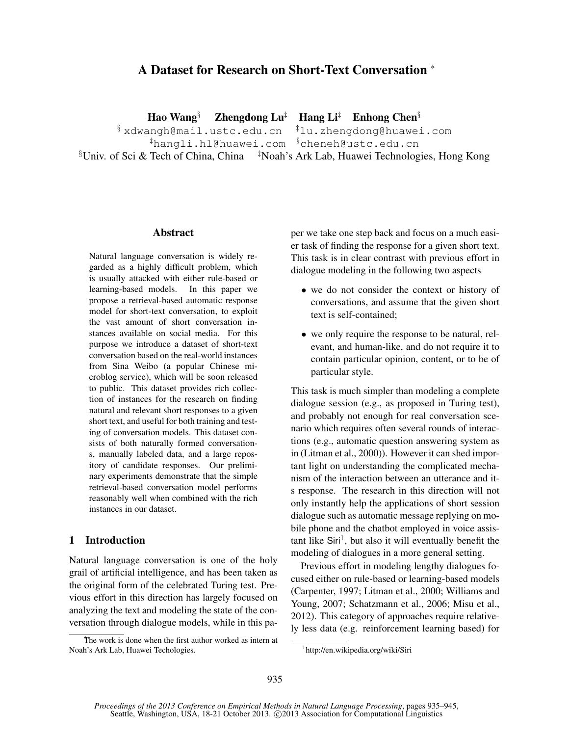# A Dataset for Research on Short-Text Conversation [*]

**Hao Wang**[§] **Zhengdong Lu**[‡] **Hang Li**[‡] **Enhong Chen**[§]

[§] xdwangh@mail.ustc.edu.cn [‡]lu.zhengdong@huawei.com
[‡]hangli.hl@huawei.com [§]cheneh@ustc.edu.cn

[§]Univ. of Sci & Tech of China, China [‡]Noah's Ark Lab, Huawei Technologies, Hong Kong

## Abstract

Natural language conversation is widely regarded as a highly difficult problem, which is usually attacked with either rule-based or learning-based models. In this paper we propose a retrieval-based automatic response model for short-text conversation, to exploit the vast amount of short conversation instances available on social media. For this purpose we introduce a dataset of short-text conversation based on the real-world instances from Sina Weibo (a popular Chinese microblog service), which will be soon released to public. This dataset provides rich collection of instances for the research on finding natural and relevant short responses to a given short text, and useful for both training and testing of conversation models. This dataset consists of both naturally formed conversations, manually labeled data, and a large repository of candidate responses. Our preliminary experiments demonstrate that the simple retrieval-based conversation model performs reasonably well when combined with the rich instances in our dataset.

## 1 Introduction

Natural language conversation is one of the holy grail of artificial intelligence, and has been taken as the original form of the celebrated Turing test. Previous effort in this direction has largely focused on analyzing the text and modeling the state of the conversation through dialogue models, while in this paper we take one step back and focus on a much easier task of finding the response for a given short text. This task is in clear contrast with previous effort in dialogue modeling in the following two aspects

- we do not consider the context or history of conversations, and assume that the given short text is self-contained;
- we only require the response to be natural, relevant, and human-like, and do not require it to contain particular opinion, content, or to be of particular style.

This task is much simpler than modeling a complete dialogue session (e.g., as proposed in Turing test), and probably not enough for real conversation scenario which requires often several rounds of interactions (e.g., automatic question answering system as in (Litman et al., 2000)). However it can shed important light on understanding the complicated mechanism of the interaction between an utterance and its response. The research in this direction will not only instantly help the applications of short session dialogue such as automatic message replying on mobile phone and the chatbot employed in voice assistant like Siri[1], but also it will eventually benefit the modeling of dialogues in a more general setting.

Previous effort in modeling lengthy dialogues focused either on rule-based or learning-based models (Carpenter, 1997; Litman et al., 2000; Williams and Young, 2007; Schatzmann et al., 2006; Misu et al., 2012). This category of approaches require relatively less data (e.g. reinforcement learning based) for

[*]The work is done when the first author worked as intern at Noah's Ark Lab, Huawei Techologies.

[1]http://en.wikipedia.org/wiki/Siri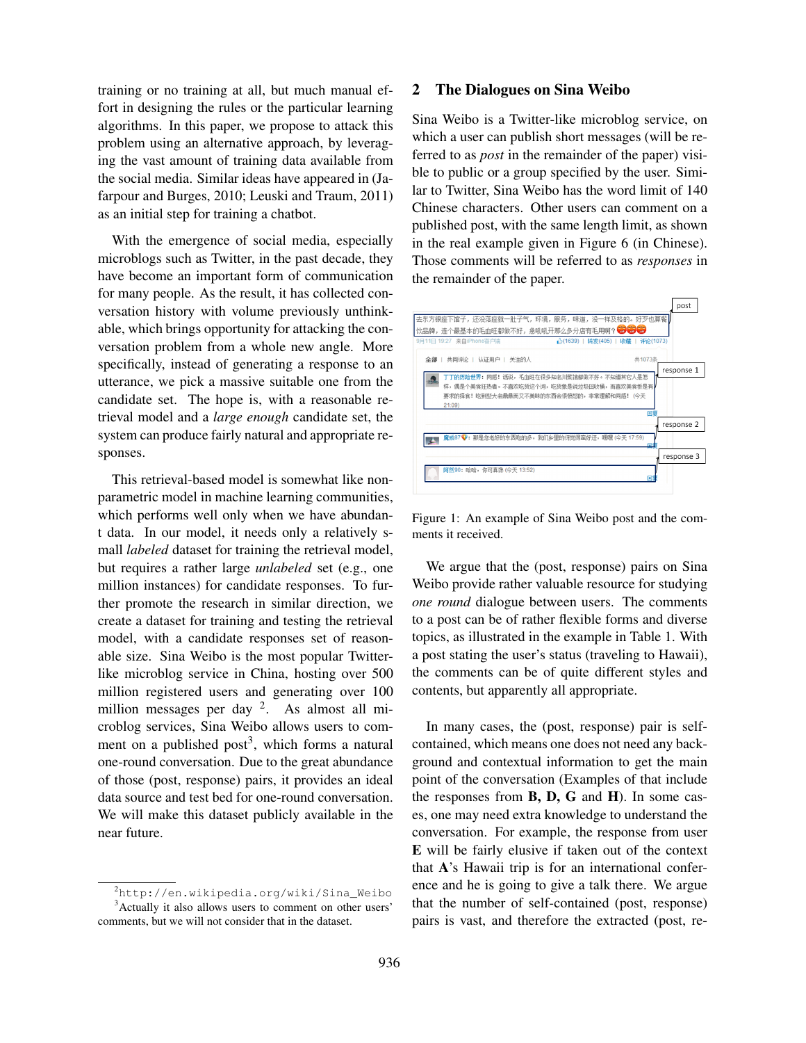training or no training at all, but much manual effort in designing the rules or the particular learning algorithms. In this paper, we propose to attack this problem using an alternative approach, by leveraging the vast amount of training data available from the social media. Similar ideas have appeared in (Jafarpour and Burges, 2010; Leuski and Traum, 2011) as an initial step for training a chatbot.

With the emergence of social media, especially microblogs such as Twitter, in the past decade, they have become an important form of communication for many people. As the result, it has collected conversation history with volume previously unthinkable, which brings opportunity for attacking the conversation problem from a whole new angle. More specifically, instead of generating a response to an utterance, we pick a massive suitable one from the candidate set. The hope is, with a reasonable retrieval model and a *large enough* candidate set, the system can produce fairly natural and appropriate responses.

This retrieval-based model is somewhat like non-parametric model in machine learning communities, which performs well only when we have abundant data. In our model, it needs only a relatively small *labeled* dataset for training the retrieval model, but requires a rather large *unlabeled* set (e.g., one million instances) for candidate responses. To further promote the research in similar direction, we create a dataset for training and testing the retrieval model, with a candidate responses set of reasonable size. Sina Weibo is the most popular Twitter-like microblog service in China, hosting over 500 million registered users and generating over 100 million messages per day [2]. As almost all microblog services, Sina Weibo allows users to comment on a published post[3], which forms a natural one-round conversation. Due to the great abundance of those (post, response) pairs, it provides an ideal data source and test bed for one-round conversation. We will make this dataset publicly available in the near future.

[2] http://en.wikipedia.org/wiki/Sina_Weibo

[3] Actually it also allows users to comment on other users' comments, but we will not consider that in the dataset.

## 2 The Dialogues on Sina Weibo

Sina Weibo is a Twitter-like microblog service, on which a user can publish short messages (will be referred to as *post* in the remainder of the paper) visible to public or a group specified by the user. Similar to Twitter, Sina Weibo has the word limit of 140 Chinese characters. Other users can comment on a published post, with the same length limit, as shown in the real example given in Figure 6 (in Chinese). Those comments will be referred to as *responses* in the remainder of the paper.

Figure 1: An example of Sina Weibo post and the comments it received.

We argue that the (post, response) pairs on Sina Weibo provide rather valuable resource for studying *one round* dialogue between users. The comments to a post can be of rather flexible forms and diverse topics, as illustrated in the example in Table 1. With a post stating the user's status (traveling to Hawaii), the comments can be of quite different styles and contents, but apparently all appropriate.

In many cases, the (post, response) pair is self-contained, which means one does not need any background and contextual information to get the main point of the conversation (Examples of that include the responses from **B, D, G** and **H**). In some cases, one may need extra knowledge to understand the conversation. For example, the response from user **E** will be fairly elusive if taken out of the context that **A**'s Hawaii trip is for an international conference and he is going to give a talk there. We argue that the number of self-contained (post, response) pairs is vast, and therefore the extracted (post, re-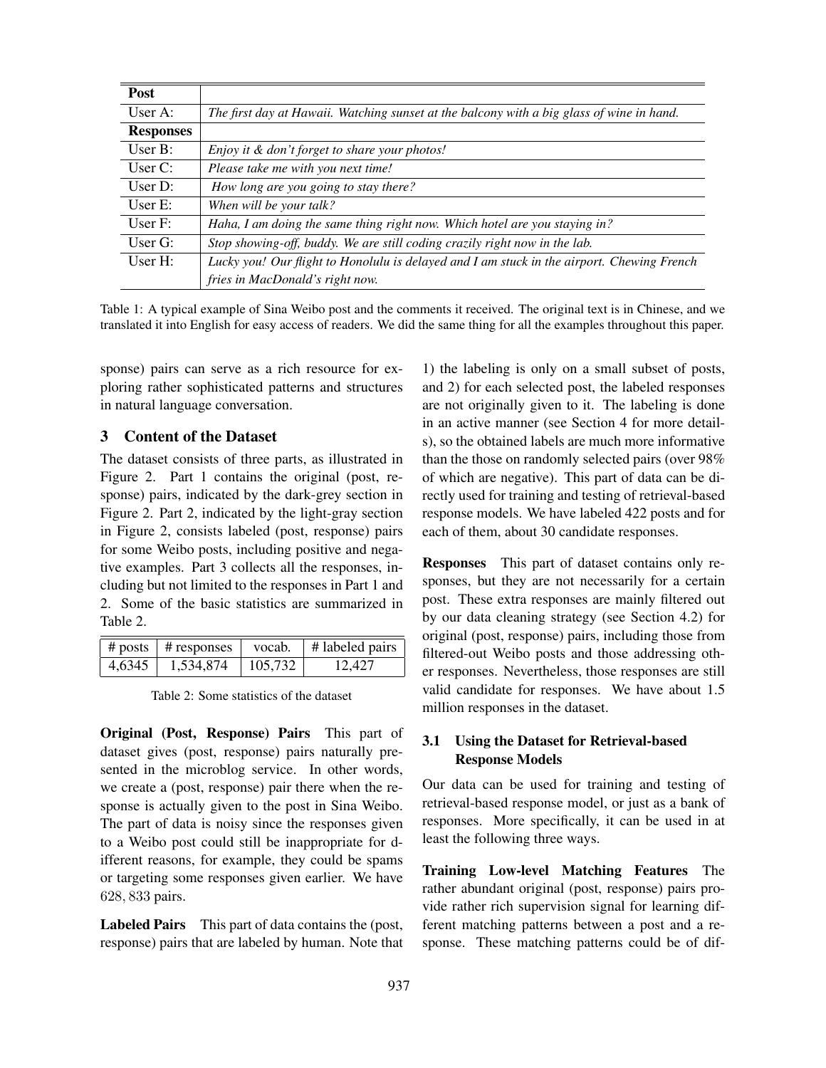| **Post** | |
|---|---|
| User A: | *The first day at Hawaii. Watching sunset at the balcony with a big glass of wine in hand.* |
| **Responses** | |
| User B: | *Enjoy it & don't forget to share your photos!* |
| User C: | *Please take me with you next time!* |
| User D: | *How long are you going to stay there?* |
| User E: | *When will be your talk?* |
| User F: | *Haha, I am doing the same thing right now. Which hotel are you staying in?* |
| User G: | *Stop showing-off, buddy. We are still coding crazily right now in the lab.* |
| User H: | *Lucky you! Our flight to Honolulu is delayed and I am stuck in the airport. Chewing French fries in MacDonald's right now.* |

Table 1: A typical example of Sina Weibo post and the comments it received. The original text is in Chinese, and we translated it into English for easy access of readers. We did the same thing for all the examples throughout this paper.

sponse) pairs can serve as a rich resource for exploring rather sophisticated patterns and structures in natural language conversation.

## 3 Content of the Dataset

The dataset consists of three parts, as illustrated in Figure 2. Part 1 contains the original (post, response) pairs, indicated by the dark-grey section in Figure 2. Part 2, indicated by the light-gray section in Figure 2, consists labeled (post, response) pairs for some Weibo posts, including positive and negative examples. Part 3 collects all the responses, including but not limited to the responses in Part 1 and 2. Some of the basic statistics are summarized in Table 2.

| # posts | # responses | vocab. | # labeled pairs |
|---|---|---|---|
| 4,6345 | 1,534,874 | 105,732 | 12,427 |

Table 2: Some statistics of the dataset

**Original (Post, Response) Pairs** This part of dataset gives (post, response) pairs naturally presented in the microblog service. In other words, we create a (post, response) pair there when the response is actually given to the post in Sina Weibo. The part of data is noisy since the responses given to a Weibo post could still be inappropriate for different reasons, for example, they could be spams or targeting some responses given earlier. We have $628,833$ pairs.

**Labeled Pairs** This part of data contains the (post, response) pairs that are labeled by human. Note that 1) the labeling is only on a small subset of posts, and 2) for each selected post, the labeled responses are not originally given to it. The labeling is done in an active manner (see Section 4 for more details), so the obtained labels are much more informative than the those on randomly selected pairs (over 98% of which are negative). This part of data can be directly used for training and testing of retrieval-based response models. We have labeled 422 posts and for each of them, about 30 candidate responses.

**Responses** This part of dataset contains only responses, but they are not necessarily for a certain post. These extra responses are mainly filtered out by our data cleaning strategy (see Section 4.2) for original (post, response) pairs, including those from filtered-out Weibo posts and those addressing other responses. Nevertheless, those responses are still valid candidate for responses. We have about 1.5 million responses in the dataset.

### 3.1 Using the Dataset for Retrieval-based Response Models

Our data can be used for training and testing of retrieval-based response model, or just as a bank of responses. More specifically, it can be used in at least the following three ways.

**Training Low-level Matching Features** The rather abundant original (post, response) pairs provide rather rich supervision signal for learning different matching patterns between a post and a response. These matching patterns could be of dif-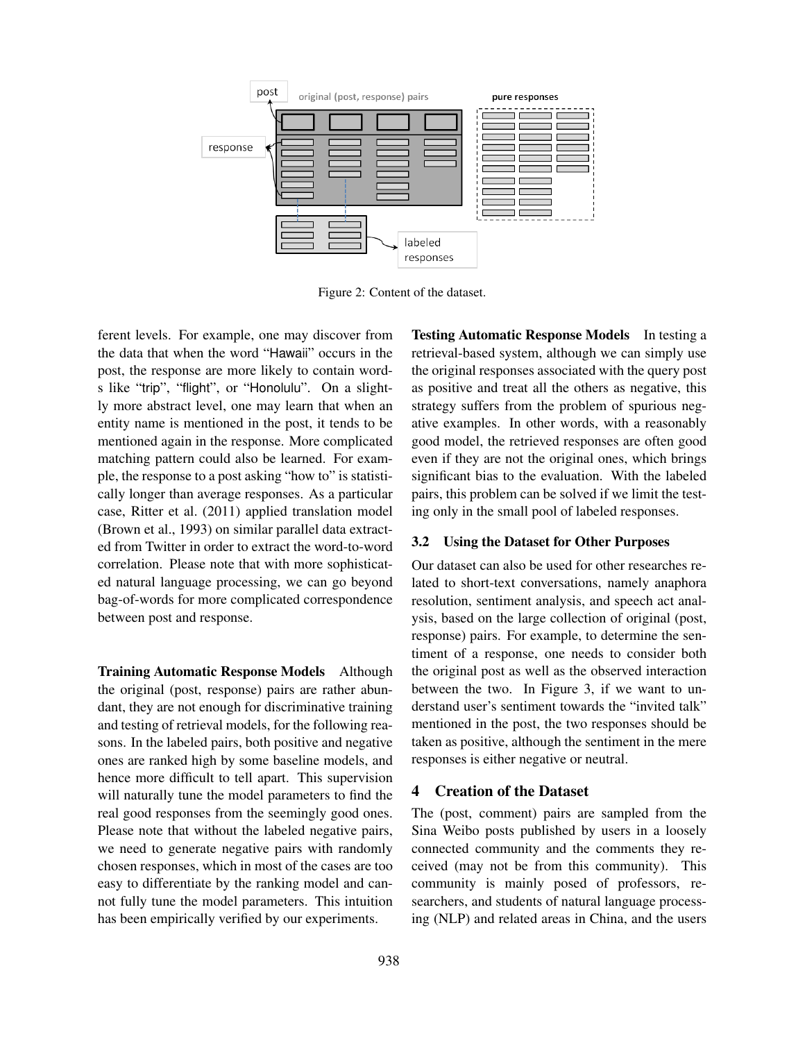Figure 2: Content of the dataset.

ferent levels. For example, one may discover from the data that when the word "Hawaii" occurs in the post, the response are more likely to contain words like "trip", "flight", or "Honolulu". On a slightly more abstract level, one may learn that when an entity name is mentioned in the post, it tends to be mentioned again in the response. More complicated matching pattern could also be learned. For example, the response to a post asking "how to" is statistically longer than average responses. As a particular case, Ritter et al. (2011) applied translation model (Brown et al., 1993) on similar parallel data extracted from Twitter in order to extract the word-to-word correlation. Please note that with more sophisticated natural language processing, we can go beyond bag-of-words for more complicated correspondence between post and response.

**Training Automatic Response Models** Although the original (post, response) pairs are rather abundant, they are not enough for discriminative training and testing of retrieval models, for the following reasons. In the labeled pairs, both positive and negative ones are ranked high by some baseline models, and hence more difficult to tell apart. This supervision will naturally tune the model parameters to find the real good responses from the seemingly good ones. Please note that without the labeled negative pairs, we need to generate negative pairs with randomly chosen responses, which in most of the cases are too easy to differentiate by the ranking model and cannot fully tune the model parameters. This intuition has been empirically verified by our experiments.

**Testing Automatic Response Models** In testing a retrieval-based system, although we can simply use the original responses associated with the query post as positive and treat all the others as negative, this strategy suffers from the problem of spurious negative examples. In other words, with a reasonably good model, the retrieved responses are often good even if they are not the original ones, which brings significant bias to the evaluation. With the labeled pairs, this problem can be solved if we limit the testing only in the small pool of labeled responses.

### 3.2 Using the Dataset for Other Purposes

Our dataset can also be used for other researches related to short-text conversations, namely anaphora resolution, sentiment analysis, and speech act analysis, based on the large collection of original (post, response) pairs. For example, to determine the sentiment of a response, one needs to consider both the original post as well as the observed interaction between the two. In Figure 3, if we want to understand user's sentiment towards the "invited talk" mentioned in the post, the two responses should be taken as positive, although the sentiment in the mere responses is either negative or neutral.

## 4 Creation of the Dataset

The (post, comment) pairs are sampled from the Sina Weibo posts published by users in a loosely connected community and the comments they received (may not be from this community). This community is mainly posed of professors, researchers, and students of natural language processing (NLP) and related areas in China, and the users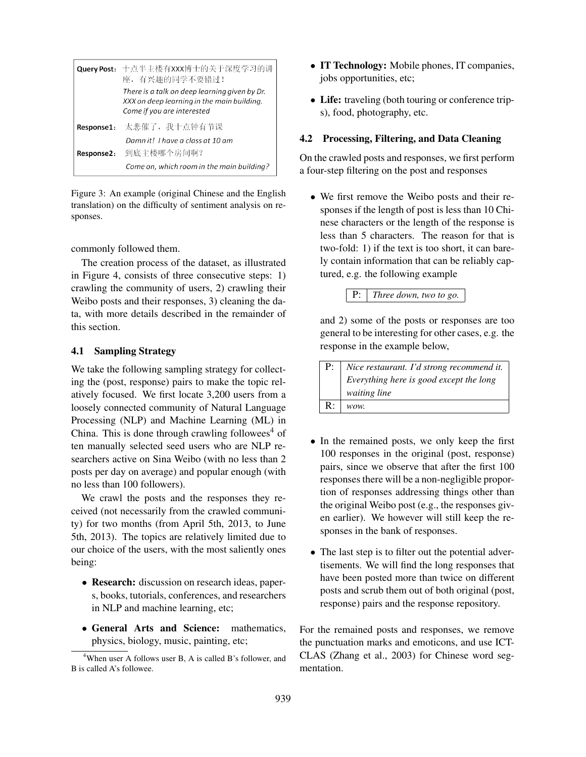| Query Post: | 十点半主楼有XXX博士的关于深度学习的讲座，有兴趣的同学不要错过！ |
| --- | --- |
| | *There is a talk on deep learning given by Dr. XXX on deep learning in the main building. Come if you are interested* |
| Response1: | 太悲催了，我十点钟有节课 |
| | *Damn it! I have a class at 10 am* |
| Response2: | 到底主楼哪个房间啊？ |
| | *Come on, which room in the main building?* |

Figure 3: An example (original Chinese and the English translation) on the difficulty of sentiment analysis on responses.

commonly followed them.

The creation process of the dataset, as illustrated in Figure 4, consists of three consecutive steps: 1) crawling the community of users, 2) crawling their Weibo posts and their responses, 3) cleaning the data, with more details described in the remainder of this section.

### 4.1 Sampling Strategy

We take the following sampling strategy for collecting the (post, response) pairs to make the topic relatively focused. We first locate 3,200 users from a loosely connected community of Natural Language Processing (NLP) and Machine Learning (ML) in China. This is done through crawling followees[4] of ten manually selected seed users who are NLP researchers active on Sina Weibo (with no less than 2 posts per day on average) and popular enough (with no less than 100 followers).

We crawl the posts and the responses they received (not necessarily from the crawled community) for two months (from April 5th, 2013, to June 5th, 2013). The topics are relatively limited due to our choice of the users, with the most saliently ones being:

- **Research:** discussion on research ideas, papers, books, tutorials, conferences, and researchers in NLP and machine learning, etc;
- **General Arts and Science:** mathematics, physics, biology, music, painting, etc;
- **IT Technology:** Mobile phones, IT companies, jobs opportunities, etc;
- **Life:** traveling (both touring or conference trips), food, photography, etc.

### 4.2 Processing, Filtering, and Data Cleaning

On the crawled posts and responses, we first perform a four-step filtering on the post and responses

- We first remove the Weibo posts and their responses if the length of post is less than 10 Chinese characters or the length of the response is less than 5 characters. The reason for that is two-fold: 1) if the text is too short, it can barely contain information that can be reliably captured, e.g. the following example

  | P: | *Three down, two to go.* |
  | --- | --- |

  and 2) some of the posts or responses are too general to be interesting for other cases, e.g. the response in the example below,

  | P: | *Nice restaurant. I'd strong recommend it. Everything here is good except the long waiting line* |
  | --- | --- |
  | R: | *wow.* |

- In the remained posts, we only keep the first 100 responses in the original (post, response) pairs, since we observe that after the first 100 responses there will be a non-negligible proportion of responses addressing things other than the original Weibo post (e.g., the responses given earlier). We however will still keep the responses in the bank of responses.
- The last step is to filter out the potential advertisements. We will find the long responses that have been posted more than twice on different posts and scrub them out of both original (post, response) pairs and the response repository.

For the remained posts and responses, we remove the punctuation marks and emoticons, and use ICTCLAS (Zhang et al., 2003) for Chinese word segmentation.

[4] When user A follows user B, A is called B's follower, and B is called A's followee.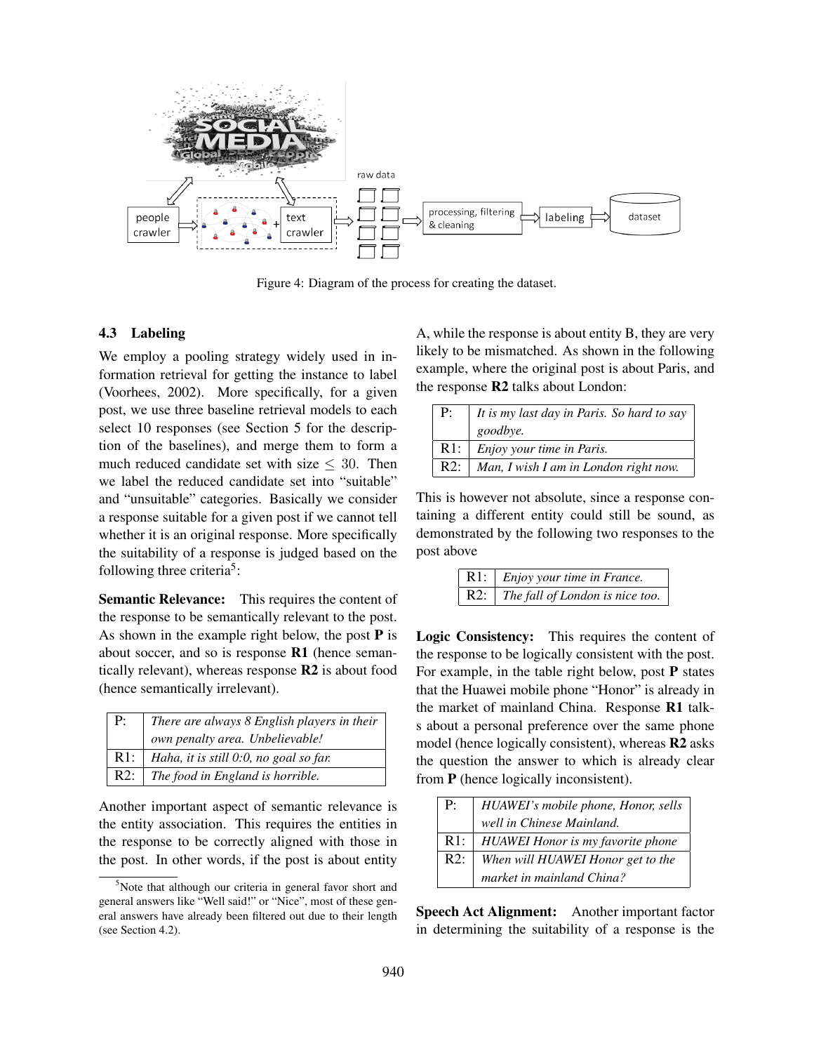Figure 4: Diagram of the process for creating the dataset.

### 4.3 Labeling

We employ a pooling strategy widely used in information retrieval for getting the instance to label (Voorhees, 2002). More specifically, for a given post, we use three baseline retrieval models to each select 10 responses (see Section 5 for the description of the baselines), and merge them to form a much reduced candidate set with size $\leq$ 30. Then we label the reduced candidate set into "suitable" and "unsuitable" categories. Basically we consider a response suitable for a given post if we cannot tell whether it is an original response. More specifically the suitability of a response is judged based on the following three criteria[5]:

**Semantic Relevance:** This requires the content of the response to be semantically relevant to the post. As shown in the example right below, the post **P** is about soccer, and so is response **R1** (hence semantically relevant), whereas response **R2** is about food (hence semantically irrelevant).

| | |
|---|---|
| P: | *There are always 8 English players in their own penalty area. Unbelievable!* |
| R1: | *Haha, it is still 0:0, no goal so far.* |
| R2: | *The food in England is horrible.* |

Another important aspect of semantic relevance is the entity association. This requires the entities in the response to be correctly aligned with those in the post. In other words, if the post is about entity A, while the response is about entity B, they are very likely to be mismatched. As shown in the following example, where the original post is about Paris, and the response **R2** talks about London:

| | |
|---|---|
| P: | *It is my last day in Paris. So hard to say goodbye.* |
| R1: | *Enjoy your time in Paris.* |
| R2: | *Man, I wish I am in London right now.* |

This is however not absolute, since a response containing a different entity could still be sound, as demonstrated by the following two responses to the post above

| | |
|---|---|
| R1: | *Enjoy your time in France.* |
| R2: | *The fall of London is nice too.* |

**Logic Consistency:** This requires the content of the response to be logically consistent with the post. For example, in the table right below, post **P** states that the Huawei mobile phone "Honor" is already in the market of mainland China. Response **R1** talks about a personal preference over the same phone model (hence logically consistent), whereas **R2** asks the question the answer to which is already clear from **P** (hence logically inconsistent).

| | |
|---|---|
| P: | *HUAWEI's mobile phone, Honor, sells well in Chinese Mainland.* |
| R1: | *HUAWEI Honor is my favorite phone* |
| R2: | *When will HUAWEI Honor get to the market in mainland China?* |

**Speech Act Alignment:** Another important factor in determining the suitability of a response is the

[5]Note that although our criteria in general favor short and general answers like "Well said!" or "Nice", most of these general answers have already been filtered out due to their length (see Section 4.2).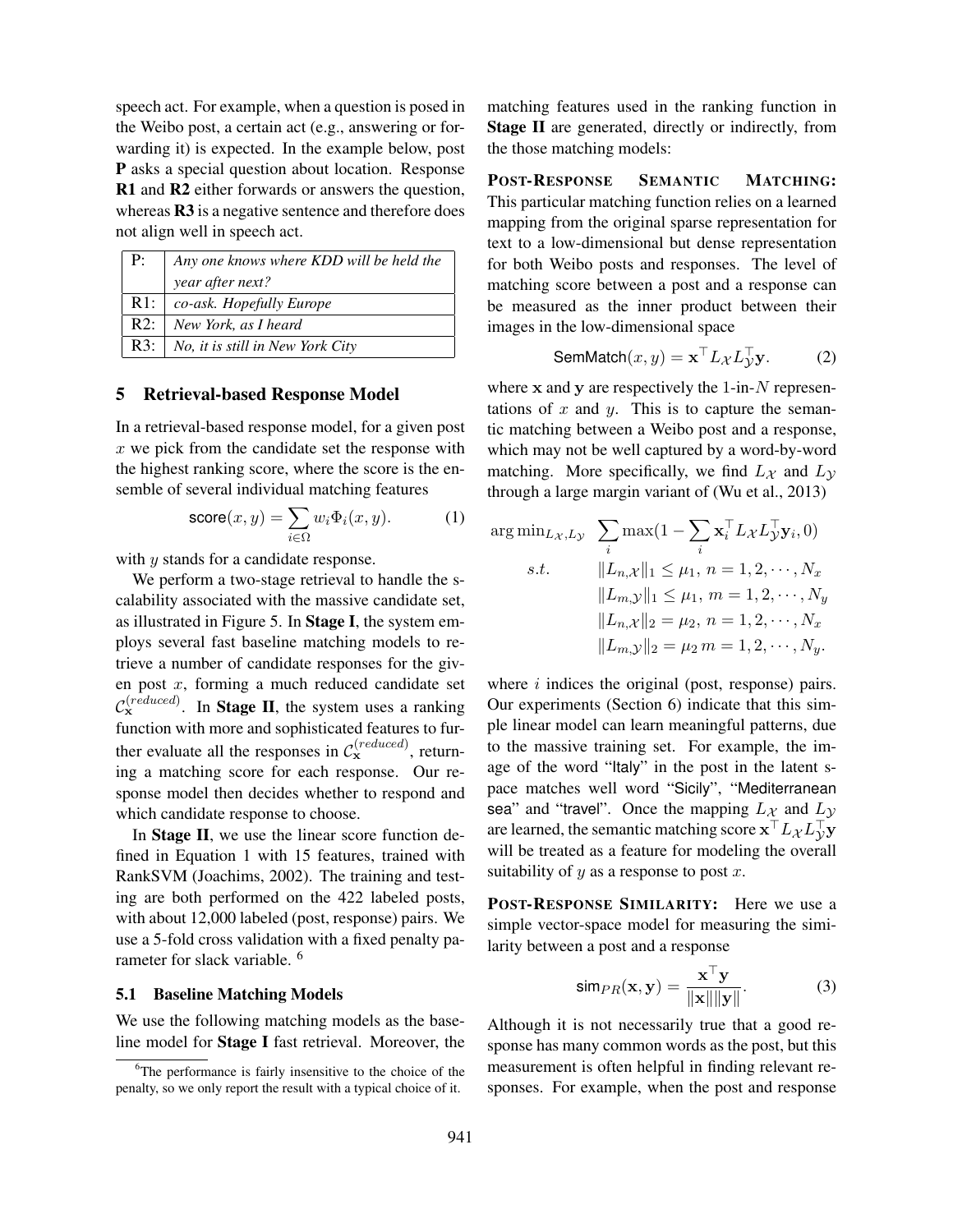speech act. For example, when a question is posed in the Weibo post, a certain act (e.g., answering or forwarding it) is expected. In the example below, post **P** asks a special question about location. Response **R1** and **R2** either forwards or answers the question, whereas **R3** is a negative sentence and therefore does not align well in speech act.

| | |
|---|---|
| P: | *Any one knows where KDD will be held the year after next?* |
| R1: | *co-ask. Hopefully Europe* |
| R2: | *New York, as I heard* |
| R3: | *No, it is still in New York City* |

## 5 Retrieval-based Response Model

In a retrieval-based response model, for a given post $x$ we pick from the candidate set the response with the highest ranking score, where the score is the ensemble of several individual matching features

$$\mathsf{score}(x, y) = \sum_{i \in \Omega} w_i \Phi_i(x, y). \tag{1}$$

with $y$ stands for a candidate response.

We perform a two-stage retrieval to handle the scalability associated with the massive candidate set, as illustrated in Figure 5. In **Stage I**, the system employs several fast baseline matching models to retrieve a number of candidate responses for the given post $x$, forming a much reduced candidate set $\mathcal{C}_{\mathbf{x}}^{(reduced)}$. In **Stage II**, the system uses a ranking function with more and sophisticated features to further evaluate all the responses in $\mathcal{C}_{\mathbf{x}}^{(reduced)}$, returning a matching score for each response. Our response model then decides whether to respond and which candidate response to choose.

In **Stage II**, we use the linear score function defined in Equation 1 with 15 features, trained with RankSVM (Joachims, 2002). The training and testing are both performed on the 422 labeled posts, with about 12,000 labeled (post, response) pairs. We use a 5-fold cross validation with a fixed penalty parameter for slack variable. [6]

### 5.1 Baseline Matching Models

We use the following matching models as the baseline model for **Stage I** fast retrieval. Moreover, the matching features used in the ranking function in **Stage II** are generated, directly or indirectly, from the those matching models:

**POST-RESPONSE SEMANTIC MATCHING:** This particular matching function relies on a learned mapping from the original sparse representation for text to a low-dimensional but dense representation for both Weibo posts and responses. The level of matching score between a post and a response can be measured as the inner product between their images in the low-dimensional space

$$\mathsf{SemMatch}(x, y) = \mathbf{x}^{\top} L_{\mathcal{X}} L_{\mathcal{Y}}^{\top} \mathbf{y}. \tag{2}$$

where $\mathbf{x}$ and $\mathbf{y}$ are respectively the 1-in-$N$ representations of $x$ and $y$. This is to capture the semantic matching between a Weibo post and a response, which may not be well captured by a word-by-word matching. More specifically, we find $L_{\mathcal{X}}$ and $L_{\mathcal{Y}}$ through a large margin variant of (Wu et al., 2013)

$$\begin{aligned}
\arg\min_{L_{\mathcal{X}}, L_{\mathcal{Y}}} \quad & \sum_i \max(1 - \sum_i \mathbf{x}_i^{\top} L_{\mathcal{X}} L_{\mathcal{Y}}^{\top} \mathbf{y}_i, 0) \\
s.t. \quad & \|L_{n,\mathcal{X}}\|_1 \leq \mu_1, \; n = 1, 2, \cdots, N_x \\
& \|L_{m,\mathcal{Y}}\|_1 \leq \mu_1, \; m = 1, 2, \cdots, N_y \\
& \|L_{n,\mathcal{X}}\|_2 = \mu_2, \; n = 1, 2, \cdots, N_x \\
& \|L_{m,\mathcal{Y}}\|_2 = \mu_2 \; m = 1, 2, \cdots, N_y.
\end{aligned}$$

where $i$ indices the original (post, response) pairs. Our experiments (Section 6) indicate that this simple linear model can learn meaningful patterns, due to the massive training set. For example, the image of the word "Italy" in the post in the latent space matches well word "Sicily", "Mediterranean sea" and "travel". Once the mapping $L_{\mathcal{X}}$ and $L_{\mathcal{Y}}$ are learned, the semantic matching score $\mathbf{x}^{\top} L_{\mathcal{X}} L_{\mathcal{Y}}^{\top} \mathbf{y}$ will be treated as a feature for modeling the overall suitability of $y$ as a response to post $x$.

**POST-RESPONSE SIMILARITY:** Here we use a simple vector-space model for measuring the similarity between a post and a response

$$\mathsf{sim}_{PR}(\mathbf{x}, \mathbf{y}) = \frac{\mathbf{x}^{\top}\mathbf{y}}{\|\mathbf{x}\|\|\mathbf{y}\|}. \tag{3}$$

Although it is not necessarily true that a good response has many common words as the post, but this measurement is often helpful in finding relevant responses. For example, when the post and response

[6] The performance is fairly insensitive to the choice of the penalty, so we only report the result with a typical choice of it.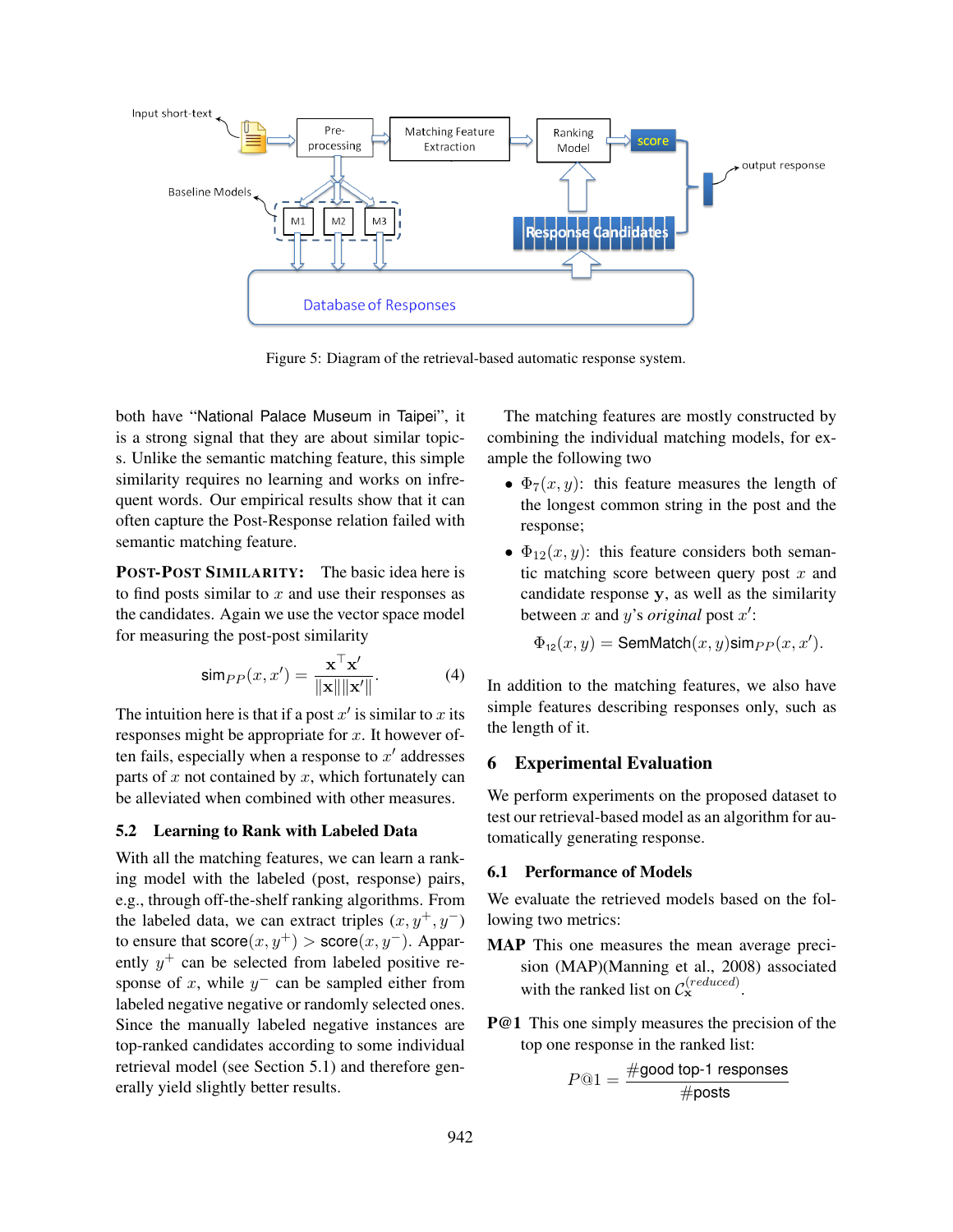Figure 5: Diagram of the retrieval-based automatic response system.

both have "National Palace Museum in Taipei", it is a strong signal that they are about similar topics. Unlike the semantic matching feature, this simple similarity requires no learning and works on infrequent words. Our empirical results show that it can often capture the Post-Response relation failed with semantic matching feature.

**POST-POST SIMILARITY:** The basic idea here is to find posts similar to $x$ and use their responses as the candidates. Again we use the vector space model for measuring the post-post similarity

$$\mathsf{sim}_{PP}(x, x') = \frac{\mathbf{x}^\top \mathbf{x}'}{\|\mathbf{x}\|\|\mathbf{x}'\|}. \quad (4)$$

The intuition here is that if a post $x'$ is similar to $x$ its responses might be appropriate for $x$. It however often fails, especially when a response to $x'$ addresses parts of $x$ not contained by $x$, which fortunately can be alleviated when combined with other measures.

### 5.2 Learning to Rank with Labeled Data

With all the matching features, we can learn a ranking model with the labeled (post, response) pairs, e.g., through off-the-shelf ranking algorithms. From the labeled data, we can extract triples $(x, y^+, y^-)$ to ensure that $\mathsf{score}(x, y^+) > \mathsf{score}(x, y^-)$. Apparently $y^+$ can be selected from labeled positive response of $x$, while $y^-$ can be sampled either from labeled negative negative or randomly selected ones. Since the manually labeled negative instances are top-ranked candidates according to some individual retrieval model (see Section 5.1) and therefore generally yield slightly better results.

The matching features are mostly constructed by combining the individual matching models, for example the following two

- $\Phi_7(x, y)$: this feature measures the length of the longest common string in the post and the response;
- $\Phi_{12}(x, y)$: this feature considers both semantic matching score between query post $x$ and candidate response $\mathbf{y}$, as well as the similarity between $x$ and $y$'s *original* post $x'$:

$$\Phi_{12}(x, y) = \mathsf{SemMatch}(x, y)\mathsf{sim}_{PP}(x, x').$$

In addition to the matching features, we also have simple features describing responses only, such as the length of it.

## 6 Experimental Evaluation

We perform experiments on the proposed dataset to test our retrieval-based model as an algorithm for automatically generating response.

### 6.1 Performance of Models

We evaluate the retrieved models based on the following two metrics:

**MAP** This one measures the mean average precision (MAP)(Manning et al., 2008) associated with the ranked list on $\mathcal{C}_{\mathbf{x}}^{(reduced)}$.

**P@1** This one simply measures the precision of the top one response in the ranked list:

$$P@1 = \frac{\#\text{good top-1 responses}}{\#\text{posts}}$$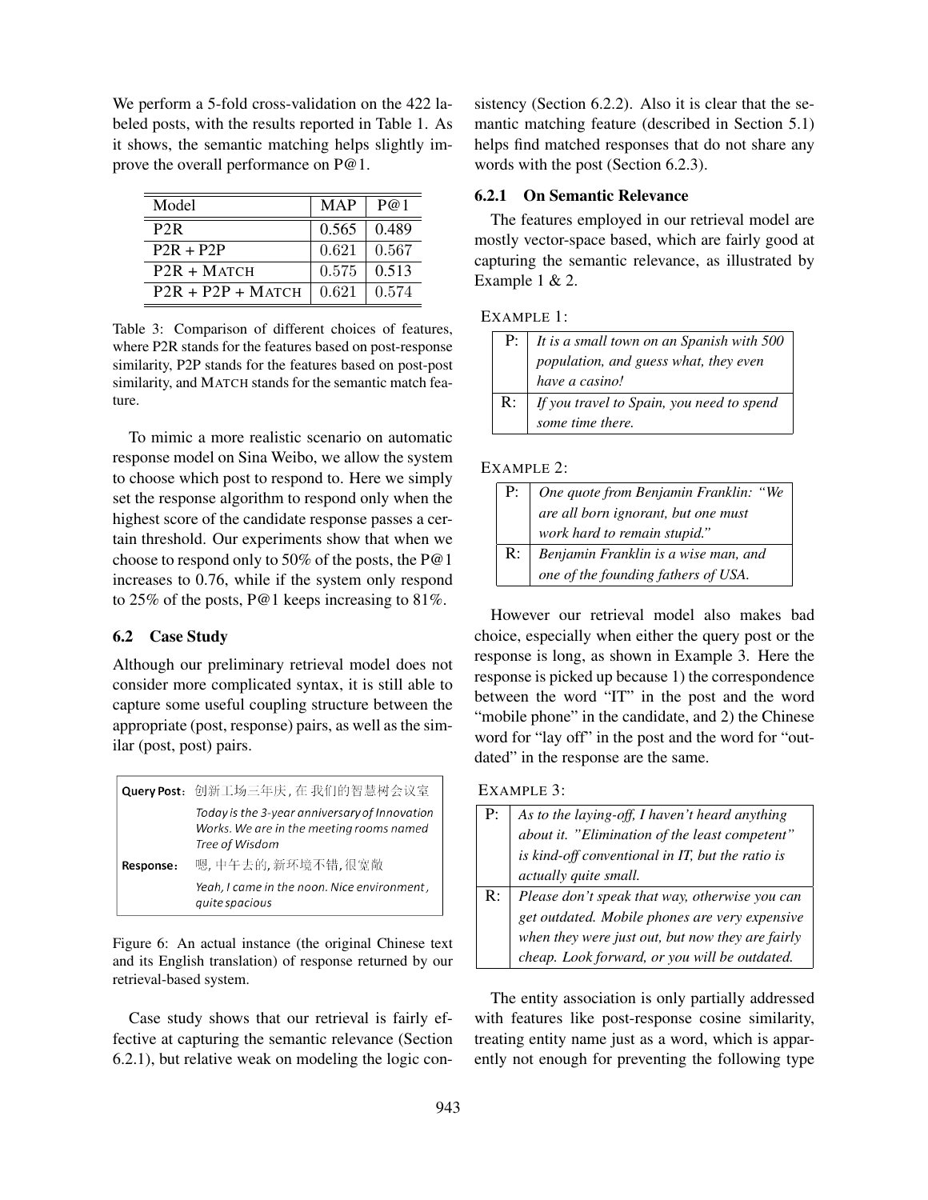We perform a 5-fold cross-validation on the 422 labeled posts, with the results reported in Table 1. As it shows, the semantic matching helps slightly improve the overall performance on P@1.

| Model | MAP | P@1 |
|---|---|---|
| P2R | 0.565 | 0.489 |
| P2R + P2P | 0.621 | 0.567 |
| P2R + MATCH | 0.575 | 0.513 |
| P2R + P2P + MATCH | 0.621 | 0.574 |

Table 3: Comparison of different choices of features, where P2R stands for the features based on post-response similarity, P2P stands for the features based on post-post similarity, and MATCH stands for the semantic match feature.

To mimic a more realistic scenario on automatic response model on Sina Weibo, we allow the system to choose which post to respond to. Here we simply set the response algorithm to respond only when the highest score of the candidate response passes a certain threshold. Our experiments show that when we choose to respond only to 50% of the posts, the P@1 increases to 0.76, while if the system only respond to 25% of the posts, P@1 keeps increasing to 81%.

## 6.2 Case Study

Although our preliminary retrieval model does not consider more complicated syntax, it is still able to capture some useful coupling structure between the appropriate (post, response) pairs, as well as the similar (post, post) pairs.

| | |
|---|---|
| **Query Post:** | 创新工场三年庆，在 我们的智慧树会议室 |
| | *Today is the 3-year anniversary of Innovation Works. We are in the meeting rooms named Tree of Wisdom* |
| **Response:** | 嗯，中午去的，新环境不错，很宽敞 |
| | *Yeah, I came in the noon. Nice environment, quite spacious* |

Figure 6: An actual instance (the original Chinese text and its English translation) of response returned by our retrieval-based system.

Case study shows that our retrieval is fairly effective at capturing the semantic relevance (Section 6.2.1), but relative weak on modeling the logic consistency (Section 6.2.2). Also it is clear that the semantic matching feature (described in Section 5.1) helps find matched responses that do not share any words with the post (Section 6.2.3).

### 6.2.1 On Semantic Relevance

The features employed in our retrieval model are mostly vector-space based, which are fairly good at capturing the semantic relevance, as illustrated by Example 1 & 2.

EXAMPLE 1:

| | |
|---|---|
| P: | *It is a small town on an Spanish with 500 population, and guess what, they even have a casino!* |
| R: | *If you travel to Spain, you need to spend some time there.* |

EXAMPLE 2:

| | |
|---|---|
| P: | *One quote from Benjamin Franklin: "We are all born ignorant, but one must work hard to remain stupid."* |
| R: | *Benjamin Franklin is a wise man, and one of the founding fathers of USA.* |

However our retrieval model also makes bad choice, especially when either the query post or the response is long, as shown in Example 3. Here the response is picked up because 1) the correspondence between the word "IT" in the post and the word "mobile phone" in the candidate, and 2) the Chinese word for "lay off" in the post and the word for "outdated" in the response are the same.

EXAMPLE 3:

| | |
|---|---|
| P: | *As to the laying-off, I haven't heard anything about it. "Elimination of the least competent" is kind-off conventional in IT, but the ratio is actually quite small.* |
| R: | *Please don't speak that way, otherwise you can get outdated. Mobile phones are very expensive when they were just out, but now they are fairly cheap. Look forward, or you will be outdated.* |

The entity association is only partially addressed with features like post-response cosine similarity, treating entity name just as a word, which is apparently not enough for preventing the following type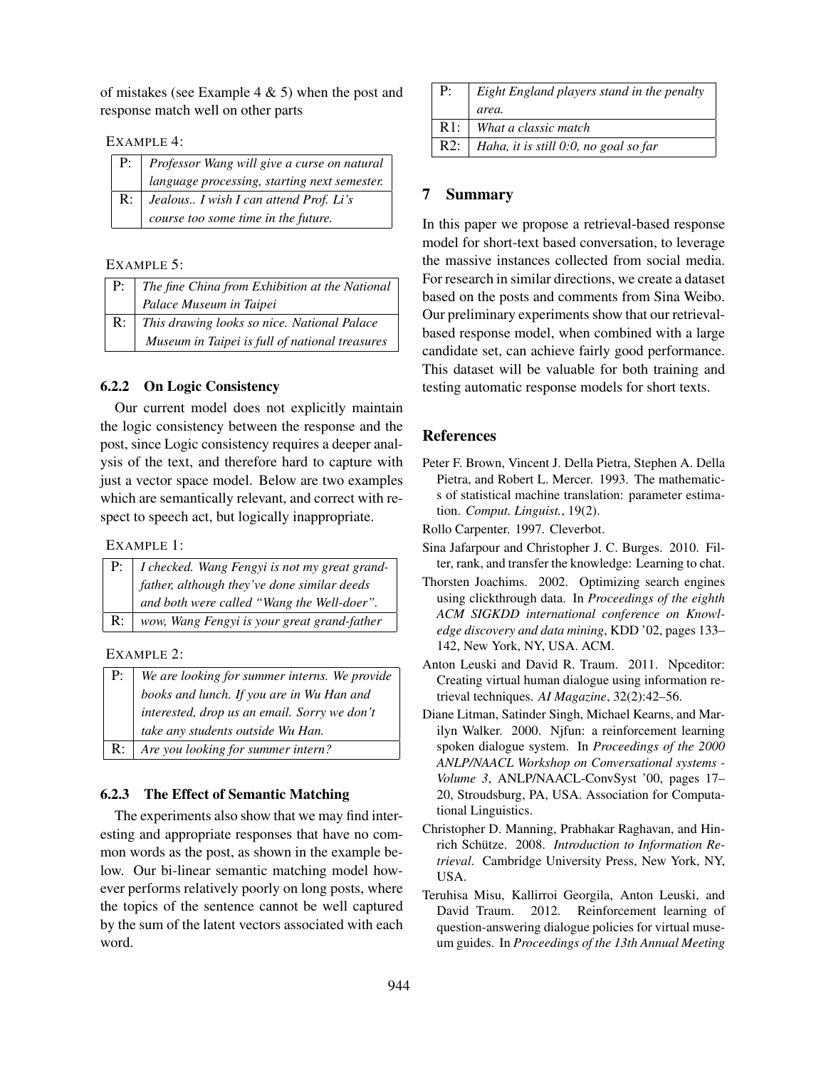of mistakes (see Example 4 & 5) when the post and response match well on other parts

EXAMPLE 4:

| | |
|---|---|
| P: | *Professor Wang will give a curse on natural language processing, starting next semester.* |
| R: | *Jealous.. I wish I can attend Prof. Li's course too some time in the future.* |

EXAMPLE 5:

| | |
|---|---|
| P: | *The fine China from Exhibition at the National Palace Museum in Taipei* |
| R: | *This drawing looks so nice. National Palace Museum in Taipei is full of national treasures* |

### 6.2.2 On Logic Consistency

Our current model does not explicitly maintain the logic consistency between the response and the post, since Logic consistency requires a deeper analysis of the text, and therefore hard to capture with just a vector space model. Below are two examples which are semantically relevant, and correct with respect to speech act, but logically inappropriate.

EXAMPLE 1:

| | |
|---|---|
| P: | *I checked. Wang Fengyi is not my great grandfather, although they've done similar deeds and both were called "Wang the Well-doer".* |
| R: | *wow, Wang Fengyi is your great grand-father* |

EXAMPLE 2:

| | |
|---|---|
| P: | *We are looking for summer interns. We provide books and lunch. If you are in Wu Han and interested, drop us an email. Sorry we don't take any students outside Wu Han.* |
| R: | *Are you looking for summer intern?* |

### 6.2.3 The Effect of Semantic Matching

The experiments also show that we may find interesting and appropriate responses that have no common words as the post, as shown in the example below. Our bi-linear semantic matching model however performs relatively poorly on long posts, where the topics of the sentence cannot be well captured by the sum of the latent vectors associated with each word.

| | |
|---|---|
| P: | *Eight England players stand in the penalty area.* |
| R1: | *What a classic match* |
| R2: | *Haha, it is still 0:0, no goal so far* |

## 7 Summary

In this paper we propose a retrieval-based response model for short-text based conversation, to leverage the massive instances collected from social media. For research in similar directions, we create a dataset based on the posts and comments from Sina Weibo. Our preliminary experiments show that our retrieval-based response model, when combined with a large candidate set, can achieve fairly good performance. This dataset will be valuable for both training and testing automatic response models for short texts.

## References

Peter F. Brown, Vincent J. Della Pietra, Stephen A. Della Pietra, and Robert L. Mercer. 1993. The mathematics of statistical machine translation: parameter estimation. *Comput. Linguist.*, 19(2).

Rollo Carpenter. 1997. Cleverbot.

Sina Jafarpour and Christopher J. C. Burges. 2010. Filter, rank, and transfer the knowledge: Learning to chat.

Thorsten Joachims. 2002. Optimizing search engines using clickthrough data. In *Proceedings of the eighth ACM SIGKDD international conference on Knowledge discovery and data mining*, KDD '02, pages 133–142, New York, NY, USA. ACM.

Anton Leuski and David R. Traum. 2011. Npceditor: Creating virtual human dialogue using information retrieval techniques. *AI Magazine*, 32(2):42–56.

Diane Litman, Satinder Singh, Michael Kearns, and Marilyn Walker. 2000. Njfun: a reinforcement learning spoken dialogue system. In *Proceedings of the 2000 ANLP/NAACL Workshop on Conversational systems - Volume 3*, ANLP/NAACL-ConvSyst '00, pages 17–20, Stroudsburg, PA, USA. Association for Computational Linguistics.

Christopher D. Manning, Prabhakar Raghavan, and Hinrich Schütze. 2008. *Introduction to Information Retrieval*. Cambridge University Press, New York, NY, USA.

Teruhisa Misu, Kallirroi Georgila, Anton Leuski, and David Traum. 2012. Reinforcement learning of question-answering dialogue policies for virtual museum guides. In *Proceedings of the 13th Annual Meeting*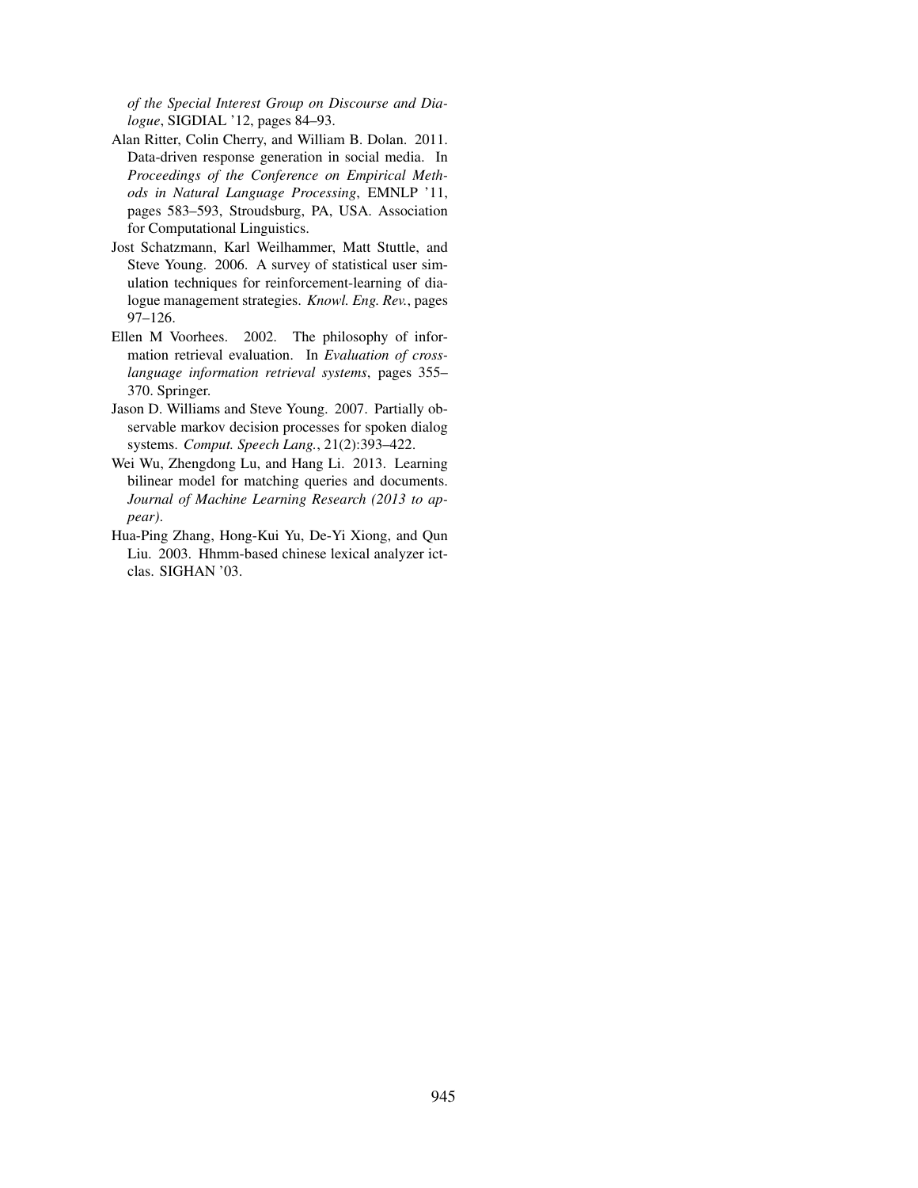*of the Special Interest Group on Discourse and Dialogue*, SIGDIAL '12, pages 84–93.

Alan Ritter, Colin Cherry, and William B. Dolan. 2011. Data-driven response generation in social media. In *Proceedings of the Conference on Empirical Methods in Natural Language Processing*, EMNLP '11, pages 583–593, Stroudsburg, PA, USA. Association for Computational Linguistics.

Jost Schatzmann, Karl Weilhammer, Matt Stuttle, and Steve Young. 2006. A survey of statistical user simulation techniques for reinforcement-learning of dialogue management strategies. *Knowl. Eng. Rev.*, pages 97–126.

Ellen M Voorhees. 2002. The philosophy of information retrieval evaluation. In *Evaluation of cross-language information retrieval systems*, pages 355–370. Springer.

Jason D. Williams and Steve Young. 2007. Partially observable markov decision processes for spoken dialog systems. *Comput. Speech Lang.*, 21(2):393–422.

Wei Wu, Zhengdong Lu, and Hang Li. 2013. Learning bilinear model for matching queries and documents. *Journal of Machine Learning Research (2013 to appear)*.

Hua-Ping Zhang, Hong-Kui Yu, De-Yi Xiong, and Qun Liu. 2003. Hhmm-based chinese lexical analyzer ictclas. SIGHAN '03.